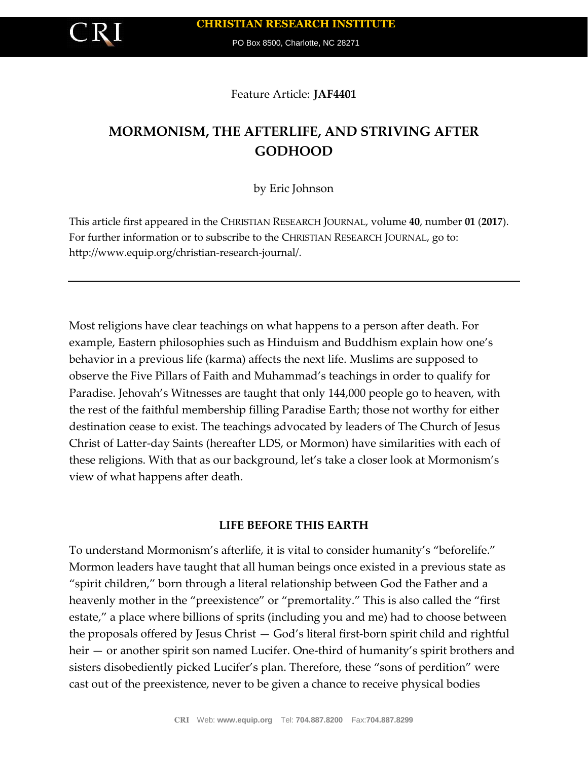Feature Article: **JAF4401**

# MORMONISM, THE AFTERLIFE, AND STRIVING AFTER GODHOOD

by Eric Johnson

This article first appeared in the CHRISTIAN RESEARCH JOURNAL, volume **40**, number **01** (**2017**). For further information or to subscribe to the CHRISTIAN RESEARCH JOURNAL, go to: http://www.equip.org/christian-research-journal/.

---

Most religions have clear teachings on what happens to a person after death. For example, Eastern philosophies such as Hinduism and Buddhism explain how one's behavior in a previous life (karma) affects the next life. Muslims are supposed to observe the Five Pillars of Faith and Muhammad's teachings in order to qualify for Paradise. Jehovah's Witnesses are taught that only 144,000 people go to heaven, with the rest of the faithful membership filling Paradise Earth; those not worthy for either destination cease to exist. The teachings advocated by leaders of The Church of Jesus Christ of Latter-day Saints (hereafter LDS, or Mormon) have similarities with each of these religions. With that as our background, let's take a closer look at Mormonism's view of what happens after death.

## LIFE BEFORE THIS EARTH

To understand Mormonism's afterlife, it is vital to consider humanity's "beforelife." Mormon leaders have taught that all human beings once existed in a previous state as "spirit children," born through a literal relationship between God the Father and a heavenly mother in the "preexistence" or "premortality." This is also called the "first estate," a place where billions of sprits (including you and me) had to choose between the proposals offered by Jesus Christ — God's literal first-born spirit child and rightful heir — or another spirit son named Lucifer. One-third of humanity's spirit brothers and sisters disobediently picked Lucifer's plan. Therefore, these "sons of perdition" were cast out of the preexistence, never to be given a chance to receive physical bodies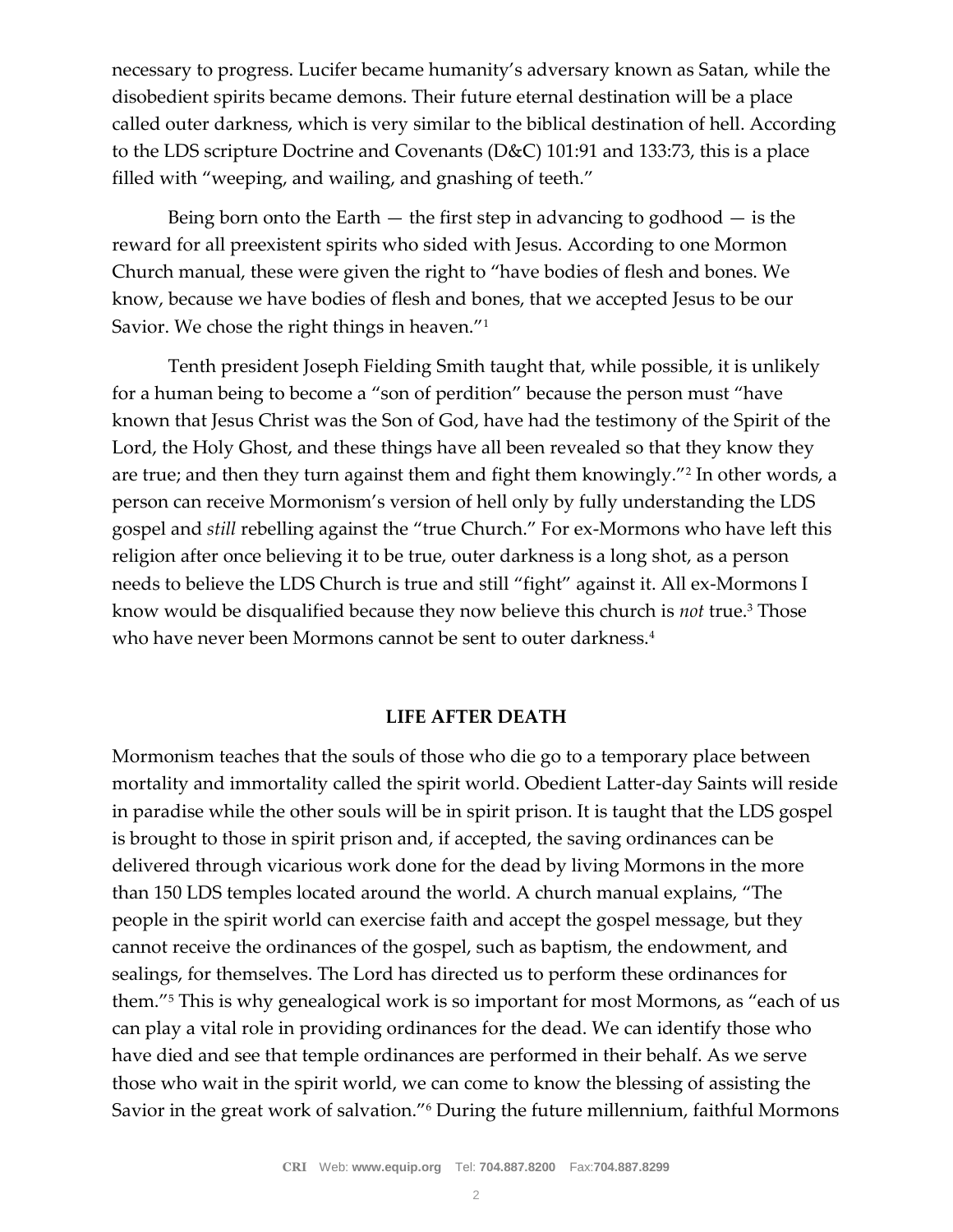necessary to progress. Lucifer became humanity's adversary known as Satan, while the disobedient spirits became demons. Their future eternal destination will be a place called outer darkness, which is very similar to the biblical destination of hell. According to the LDS scripture Doctrine and Covenants (D&C) 101:91 and 133:73, this is a place filled with "weeping, and wailing, and gnashing of teeth."

Being born onto the Earth — the first step in advancing to godhood — is the reward for all preexistent spirits who sided with Jesus. According to one Mormon Church manual, these were given the right to "have bodies of flesh and bones. We know, because we have bodies of flesh and bones, that we accepted Jesus to be our Savior. We chose the right things in heaven."[1]

Tenth president Joseph Fielding Smith taught that, while possible, it is unlikely for a human being to become a "son of perdition" because the person must "have known that Jesus Christ was the Son of God, have had the testimony of the Spirit of the Lord, the Holy Ghost, and these things have all been revealed so that they know they are true; and then they turn against them and fight them knowingly."[2] In other words, a person can receive Mormonism's version of hell only by fully understanding the LDS gospel and *still* rebelling against the "true Church." For ex-Mormons who have left this religion after once believing it to be true, outer darkness is a long shot, as a person needs to believe the LDS Church is true and still "fight" against it. All ex-Mormons I know would be disqualified because they now believe this church is *not* true.[3] Those who have never been Mormons cannot be sent to outer darkness.[4]

## LIFE AFTER DEATH

Mormonism teaches that the souls of those who die go to a temporary place between mortality and immortality called the spirit world. Obedient Latter-day Saints will reside in paradise while the other souls will be in spirit prison. It is taught that the LDS gospel is brought to those in spirit prison and, if accepted, the saving ordinances can be delivered through vicarious work done for the dead by living Mormons in the more than 150 LDS temples located around the world. A church manual explains, "The people in the spirit world can exercise faith and accept the gospel message, but they cannot receive the ordinances of the gospel, such as baptism, the endowment, and sealings, for themselves. The Lord has directed us to perform these ordinances for them."[5] This is why genealogical work is so important for most Mormons, as "each of us can play a vital role in providing ordinances for the dead. We can identify those who have died and see that temple ordinances are performed in their behalf. As we serve those who wait in the spirit world, we can come to know the blessing of assisting the Savior in the great work of salvation."[6] During the future millennium, faithful Mormons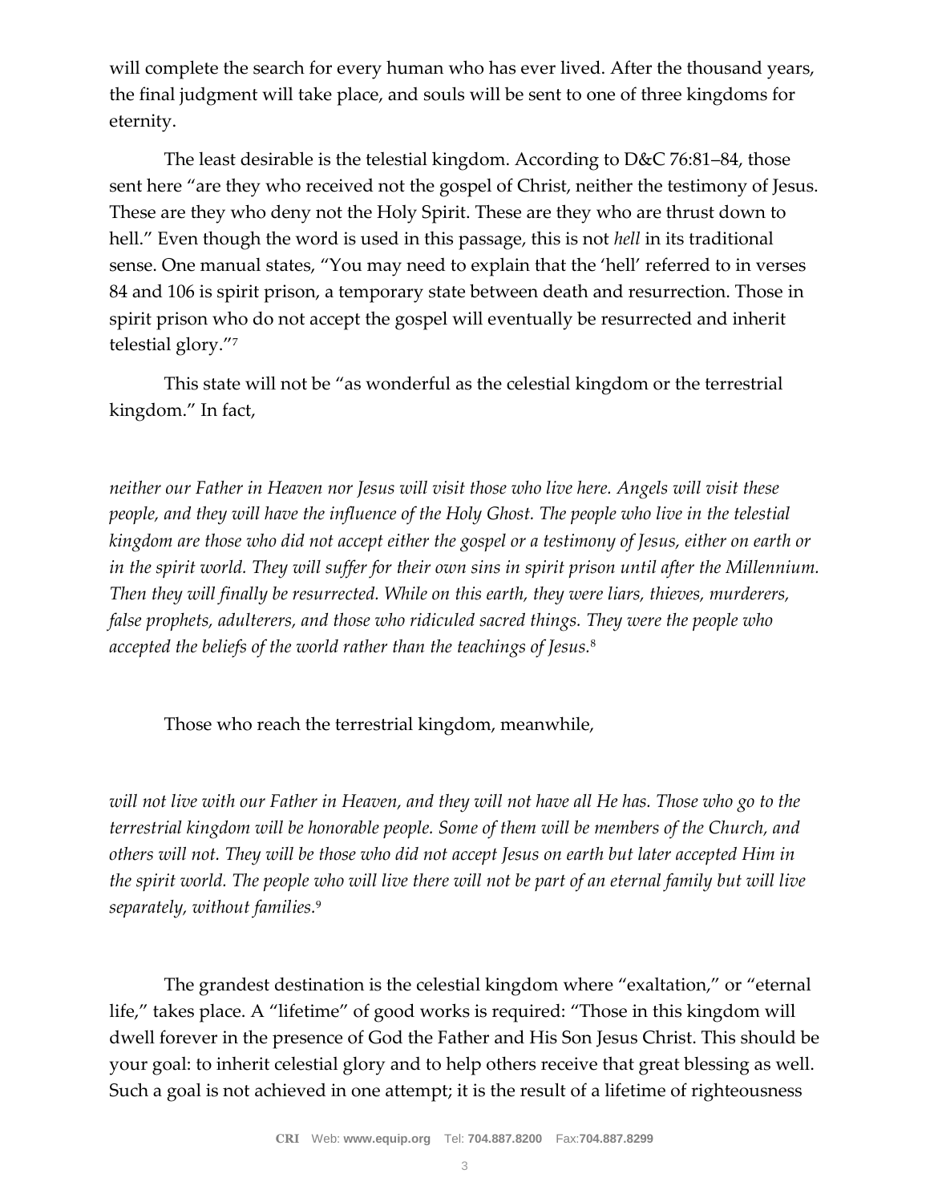will complete the search for every human who has ever lived. After the thousand years, the final judgment will take place, and souls will be sent to one of three kingdoms for eternity.

The least desirable is the telestial kingdom. According to D&C 76:81–84, those sent here "are they who received not the gospel of Christ, neither the testimony of Jesus. These are they who deny not the Holy Spirit. These are they who are thrust down to hell." Even though the word is used in this passage, this is not *hell* in its traditional sense. One manual states, "You may need to explain that the 'hell' referred to in verses 84 and 106 is spirit prison, a temporary state between death and resurrection. Those in spirit prison who do not accept the gospel will eventually be resurrected and inherit telestial glory."[7]

This state will not be "as wonderful as the celestial kingdom or the terrestrial kingdom." In fact,

> *neither our Father in Heaven nor Jesus will visit those who live here. Angels will visit these people, and they will have the influence of the Holy Ghost. The people who live in the telestial kingdom are those who did not accept either the gospel or a testimony of Jesus, either on earth or in the spirit world. They will suffer for their own sins in spirit prison until after the Millennium. Then they will finally be resurrected. While on this earth, they were liars, thieves, murderers, false prophets, adulterers, and those who ridiculed sacred things. They were the people who accepted the beliefs of the world rather than the teachings of Jesus.*[8]

Those who reach the terrestrial kingdom, meanwhile,

> *will not live with our Father in Heaven, and they will not have all He has. Those who go to the terrestrial kingdom will be honorable people. Some of them will be members of the Church, and others will not. They will be those who did not accept Jesus on earth but later accepted Him in the spirit world. The people who will live there will not be part of an eternal family but will live separately, without families.*[9]

The grandest destination is the celestial kingdom where "exaltation," or "eternal life," takes place. A "lifetime" of good works is required: "Those in this kingdom will dwell forever in the presence of God the Father and His Son Jesus Christ. This should be your goal: to inherit celestial glory and to help others receive that great blessing as well. Such a goal is not achieved in one attempt; it is the result of a lifetime of righteousness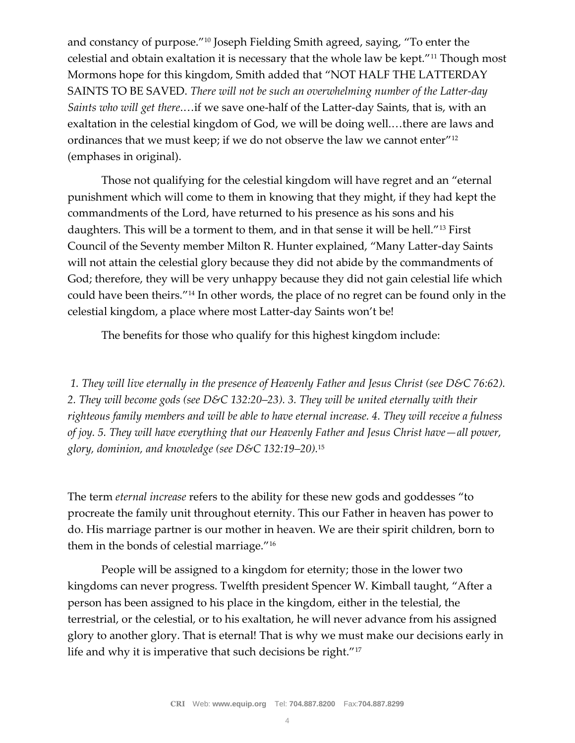and constancy of purpose."[10] Joseph Fielding Smith agreed, saying, "To enter the celestial and obtain exaltation it is necessary that the whole law be kept."[11] Though most Mormons hope for this kingdom, Smith added that "NOT HALF THE LATTERDAY SAINTS TO BE SAVED. *There will not be such an overwhelming number of the Latter-day Saints who will get there*.…if we save one-half of the Latter-day Saints, that is, with an exaltation in the celestial kingdom of God, we will be doing well.…there are laws and ordinances that we must keep; if we do not observe the law we cannot enter"[12] (emphases in original).

Those not qualifying for the celestial kingdom will have regret and an "eternal punishment which will come to them in knowing that they might, if they had kept the commandments of the Lord, have returned to his presence as his sons and his daughters. This will be a torment to them, and in that sense it will be hell."[13] First Council of the Seventy member Milton R. Hunter explained, "Many Latter-day Saints will not attain the celestial glory because they did not abide by the commandments of God; therefore, they will be very unhappy because they did not gain celestial life which could have been theirs."[14] In other words, the place of no regret can be found only in the celestial kingdom, a place where most Latter-day Saints won't be!

The benefits for those who qualify for this highest kingdom include:

*1. They will live eternally in the presence of Heavenly Father and Jesus Christ (see D&C 76:62). 2. They will become gods (see D&C 132:20–23). 3. They will be united eternally with their righteous family members and will be able to have eternal increase. 4. They will receive a fulness of joy. 5. They will have everything that our Heavenly Father and Jesus Christ have—all power, glory, dominion, and knowledge (see D&C 132:19–20).*[15]

The term *eternal increase* refers to the ability for these new gods and goddesses "to procreate the family unit throughout eternity. This our Father in heaven has power to do. His marriage partner is our mother in heaven. We are their spirit children, born to them in the bonds of celestial marriage."[16]

People will be assigned to a kingdom for eternity; those in the lower two kingdoms can never progress. Twelfth president Spencer W. Kimball taught, "After a person has been assigned to his place in the kingdom, either in the telestial, the terrestrial, or the celestial, or to his exaltation, he will never advance from his assigned glory to another glory. That is eternal! That is why we must make our decisions early in life and why it is imperative that such decisions be right."[17]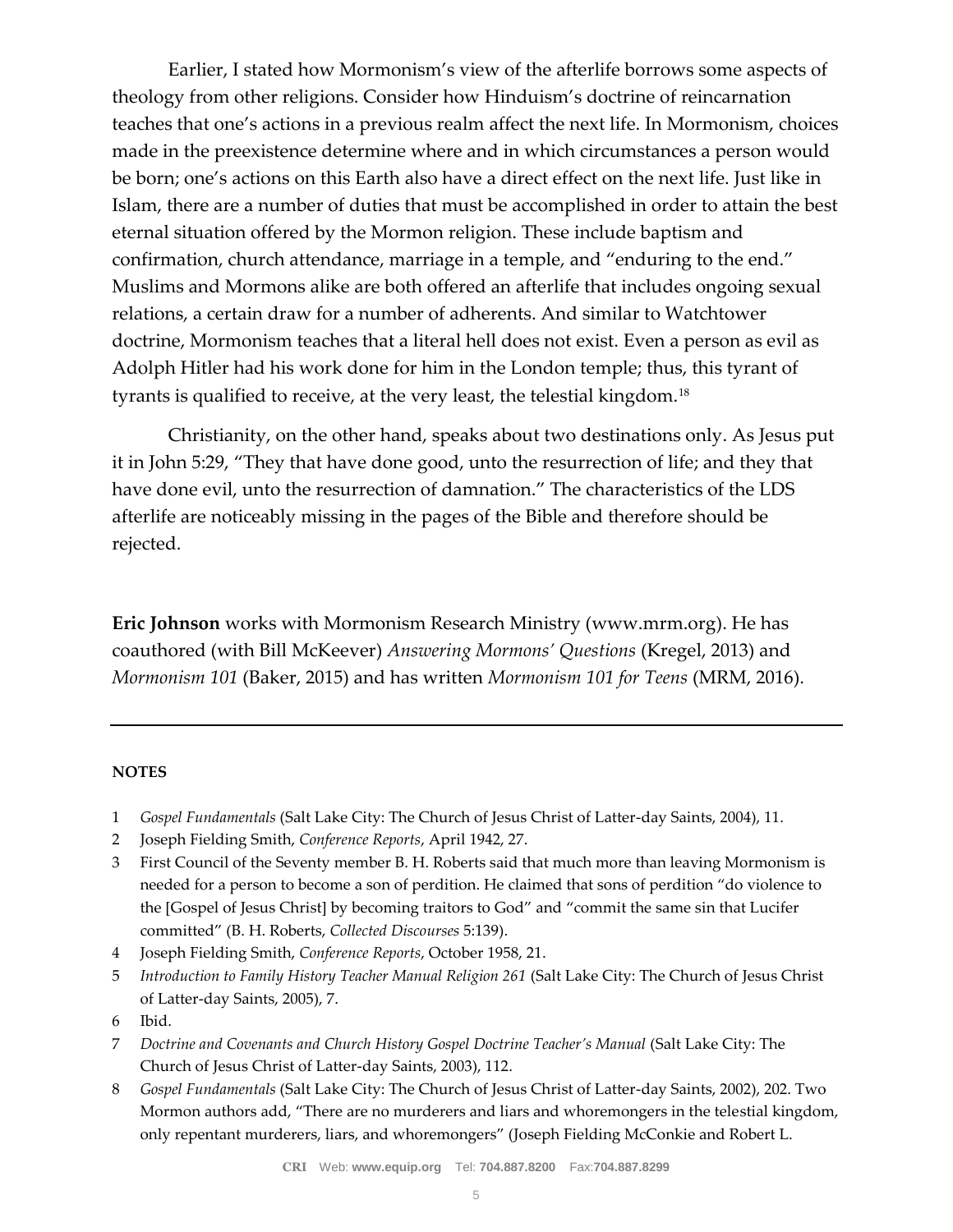Earlier, I stated how Mormonism's view of the afterlife borrows some aspects of theology from other religions. Consider how Hinduism's doctrine of reincarnation teaches that one's actions in a previous realm affect the next life. In Mormonism, choices made in the preexistence determine where and in which circumstances a person would be born; one's actions on this Earth also have a direct effect on the next life. Just like in Islam, there are a number of duties that must be accomplished in order to attain the best eternal situation offered by the Mormon religion. These include baptism and confirmation, church attendance, marriage in a temple, and "enduring to the end." Muslims and Mormons alike are both offered an afterlife that includes ongoing sexual relations, a certain draw for a number of adherents. And similar to Watchtower doctrine, Mormonism teaches that a literal hell does not exist. Even a person as evil as Adolph Hitler had his work done for him in the London temple; thus, this tyrant of tyrants is qualified to receive, at the very least, the telestial kingdom.[18]

Christianity, on the other hand, speaks about two destinations only. As Jesus put it in John 5:29, "They that have done good, unto the resurrection of life; and they that have done evil, unto the resurrection of damnation." The characteristics of the LDS afterlife are noticeably missing in the pages of the Bible and therefore should be rejected.

**Eric Johnson** works with Mormonism Research Ministry (www.mrm.org). He has coauthored (with Bill McKeever) *Answering Mormons' Questions* (Kregel, 2013) and *Mormonism 101* (Baker, 2015) and has written *Mormonism 101 for Teens* (MRM, 2016).

---

**NOTES**

1 *Gospel Fundamentals* (Salt Lake City: The Church of Jesus Christ of Latter-day Saints, 2004), 11.
2 Joseph Fielding Smith, *Conference Reports*, April 1942, 27.
3 First Council of the Seventy member B. H. Roberts said that much more than leaving Mormonism is needed for a person to become a son of perdition. He claimed that sons of perdition "do violence to the [Gospel of Jesus Christ] by becoming traitors to God" and "commit the same sin that Lucifer committed" (B. H. Roberts, *Collected Discourses* 5:139).
4 Joseph Fielding Smith, *Conference Reports*, October 1958, 21.
5 *Introduction to Family History Teacher Manual Religion 261* (Salt Lake City: The Church of Jesus Christ of Latter-day Saints, 2005), 7.
6 Ibid.
7 *Doctrine and Covenants and Church History Gospel Doctrine Teacher's Manual* (Salt Lake City: The Church of Jesus Christ of Latter-day Saints, 2003), 112.
8 *Gospel Fundamentals* (Salt Lake City: The Church of Jesus Christ of Latter-day Saints, 2002), 202. Two Mormon authors add, "There are no murderers and liars and whoremongers in the telestial kingdom, only repentant murderers, liars, and whoremongers" (Joseph Fielding McConkie and Robert L.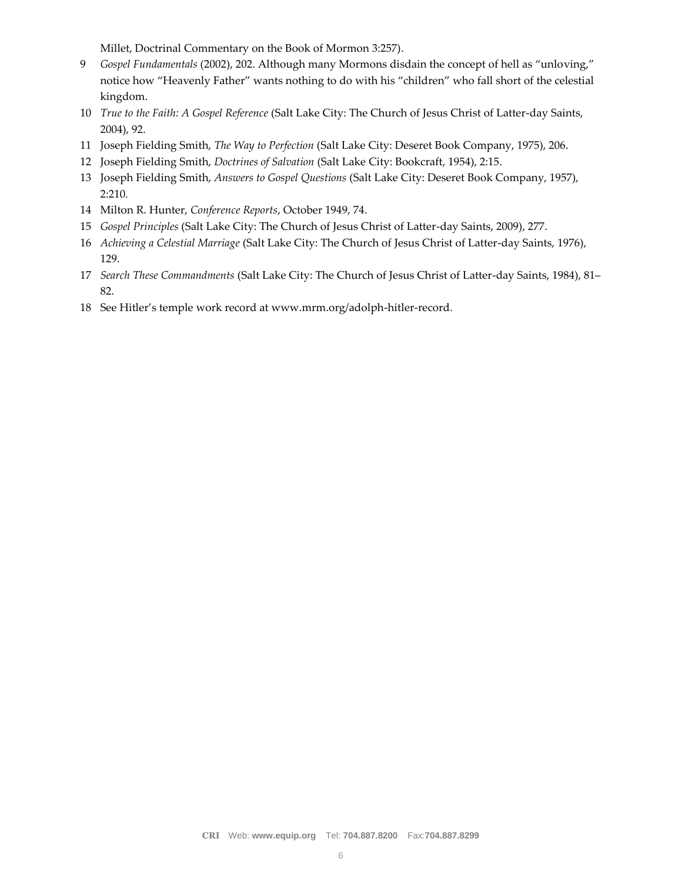Millet, Doctrinal Commentary on the Book of Mormon 3:257).

9 *Gospel Fundamentals* (2002), 202. Although many Mormons disdain the concept of hell as "unloving," notice how "Heavenly Father" wants nothing to do with his "children" who fall short of the celestial kingdom.

10 *True to the Faith: A Gospel Reference* (Salt Lake City: The Church of Jesus Christ of Latter-day Saints, 2004), 92.

11 Joseph Fielding Smith, *The Way to Perfection* (Salt Lake City: Deseret Book Company, 1975), 206.

12 Joseph Fielding Smith, *Doctrines of Salvation* (Salt Lake City: Bookcraft, 1954), 2:15.

13 Joseph Fielding Smith, *Answers to Gospel Questions* (Salt Lake City: Deseret Book Company, 1957), 2:210.

14 Milton R. Hunter, *Conference Reports*, October 1949, 74.

15 *Gospel Principles* (Salt Lake City: The Church of Jesus Christ of Latter-day Saints, 2009), 277.

16 *Achieving a Celestial Marriage* (Salt Lake City: The Church of Jesus Christ of Latter-day Saints, 1976), 129.

17 *Search These Commandments* (Salt Lake City: The Church of Jesus Christ of Latter-day Saints, 1984), 81–82.

18 See Hitler's temple work record at www.mrm.org/adolph-hitler-record.